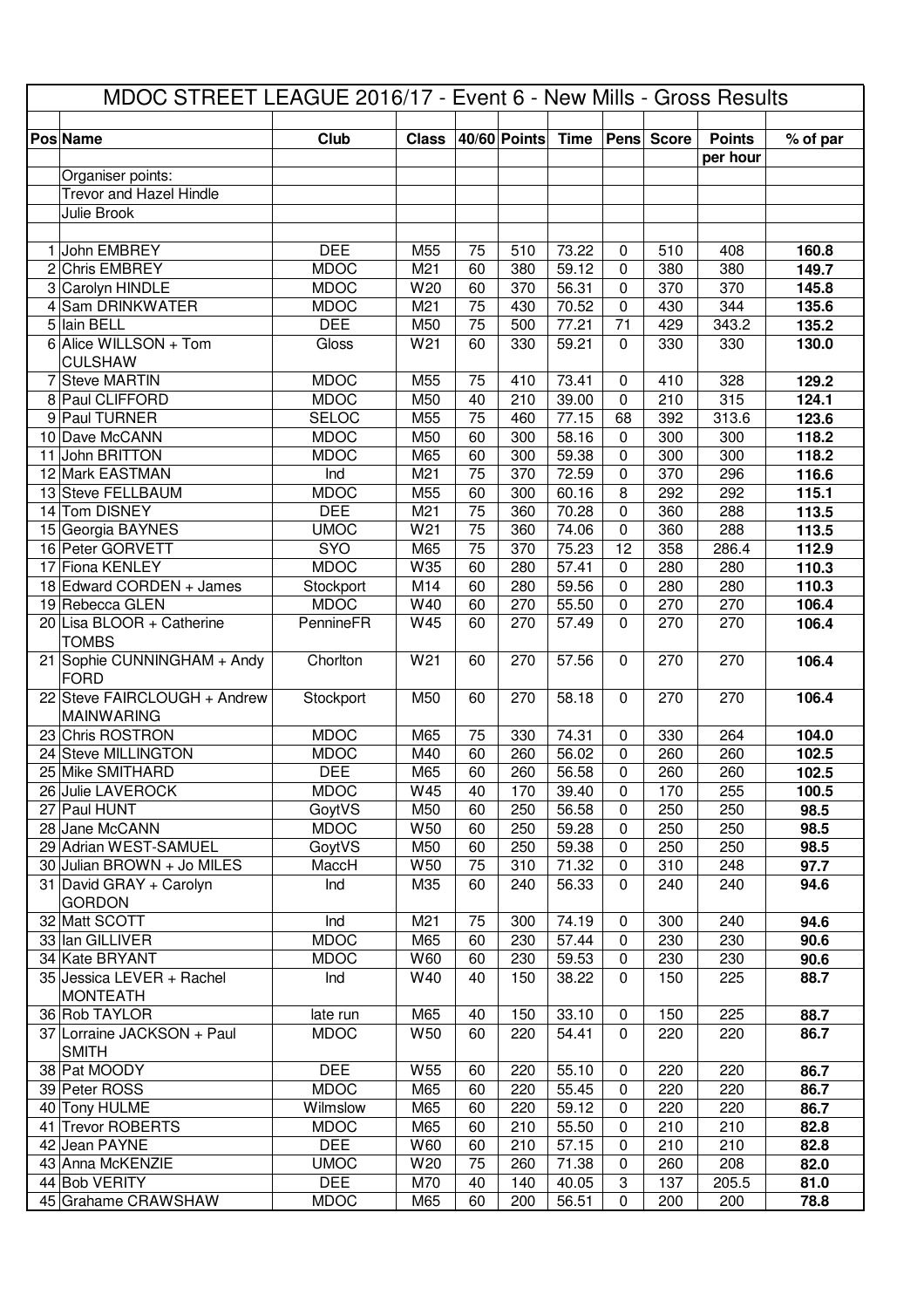# MDOC STREET LEAGUE 2016/17 - Event 6 - New Mills - Gross Results

| Pos | Name | Club | Class | 40/60 | Points | Time | Pens | Score | Points per hour | % of par |
|---|---|---|---|---|---|---|---|---|---|---|
| | Organiser points: | | | | | | | | | |
| | Trevor and Hazel Hindle | | | | | | | | | |
| | Julie Brook | | | | | | | | | |
| 1 | John EMBREY | DEE | M55 | 75 | 510 | 73.22 | 0 | 510 | 408 | **160.8** |
| 2 | Chris EMBREY | MDOC | M21 | 60 | 380 | 59.12 | 0 | 380 | 380 | **149.7** |
| 3 | Carolyn HINDLE | MDOC | W20 | 60 | 370 | 56.31 | 0 | 370 | 370 | **145.8** |
| 4 | Sam DRINKWATER | MDOC | M21 | 75 | 430 | 70.52 | 0 | 430 | 344 | **135.6** |
| 5 | Iain BELL | DEE | M50 | 75 | 500 | 77.21 | 71 | 429 | 343.2 | **135.2** |
| 6 | Alice WILLSON + Tom CULSHAW | Gloss | W21 | 60 | 330 | 59.21 | 0 | 330 | 330 | **130.0** |
| 7 | Steve MARTIN | MDOC | M55 | 75 | 410 | 73.41 | 0 | 410 | 328 | **129.2** |
| 8 | Paul CLIFFORD | MDOC | M50 | 40 | 210 | 39.00 | 0 | 210 | 315 | **124.1** |
| 9 | Paul TURNER | SELOC | M55 | 75 | 460 | 77.15 | 68 | 392 | 313.6 | **123.6** |
| 10 | Dave McCANN | MDOC | M50 | 60 | 300 | 58.16 | 0 | 300 | 300 | **118.2** |
| 11 | John BRITTON | MDOC | M65 | 60 | 300 | 59.38 | 0 | 300 | 300 | **118.2** |
| 12 | Mark EASTMAN | Ind | M21 | 75 | 370 | 72.59 | 0 | 370 | 296 | **116.6** |
| 13 | Steve FELLBAUM | MDOC | M55 | 60 | 300 | 60.16 | 8 | 292 | 292 | **115.1** |
| 14 | Tom DISNEY | DEE | M21 | 75 | 360 | 70.28 | 0 | 360 | 288 | **113.5** |
| 15 | Georgia BAYNES | UMOC | W21 | 75 | 360 | 74.06 | 0 | 360 | 288 | **113.5** |
| 16 | Peter GORVETT | SYO | M65 | 75 | 370 | 75.23 | 12 | 358 | 286.4 | **112.9** |
| 17 | Fiona KENLEY | MDOC | W35 | 60 | 280 | 57.41 | 0 | 280 | 280 | **110.3** |
| 18 | Edward CORDEN + James | Stockport | M14 | 60 | 280 | 59.56 | 0 | 280 | 280 | **110.3** |
| 19 | Rebecca GLEN | MDOC | W40 | 60 | 270 | 55.50 | 0 | 270 | 270 | **106.4** |
| 20 | Lisa BLOOR + Catherine TOMBS | PennineFR | W45 | 60 | 270 | 57.49 | 0 | 270 | 270 | **106.4** |
| 21 | Sophie CUNNINGHAM + Andy FORD | Chorlton | W21 | 60 | 270 | 57.56 | 0 | 270 | 270 | **106.4** |
| 22 | Steve FAIRCLOUGH + Andrew MAINWARING | Stockport | M50 | 60 | 270 | 58.18 | 0 | 270 | 270 | **106.4** |
| 23 | Chris ROSTRON | MDOC | M65 | 75 | 330 | 74.31 | 0 | 330 | 264 | **104.0** |
| 24 | Steve MILLINGTON | MDOC | M40 | 60 | 260 | 56.02 | 0 | 260 | 260 | **102.5** |
| 25 | Mike SMITHARD | DEE | M65 | 60 | 260 | 56.58 | 0 | 260 | 260 | **102.5** |
| 26 | Julie LAVEROCK | MDOC | W45 | 40 | 170 | 39.40 | 0 | 170 | 255 | **100.5** |
| 27 | Paul HUNT | GoytVS | M50 | 60 | 250 | 56.58 | 0 | 250 | 250 | **98.5** |
| 28 | Jane McCANN | MDOC | W50 | 60 | 250 | 59.28 | 0 | 250 | 250 | **98.5** |
| 29 | Adrian WEST-SAMUEL | GoytVS | M50 | 60 | 250 | 59.38 | 0 | 250 | 250 | **98.5** |
| 30 | Julian BROWN + Jo MILES | MaccH | W50 | 75 | 310 | 71.32 | 0 | 310 | 248 | **97.7** |
| 31 | David GRAY + Carolyn GORDON | Ind | M35 | 60 | 240 | 56.33 | 0 | 240 | 240 | **94.6** |
| 32 | Matt SCOTT | Ind | M21 | 75 | 300 | 74.19 | 0 | 300 | 240 | **94.6** |
| 33 | Ian GILLIVER | MDOC | M65 | 60 | 230 | 57.44 | 0 | 230 | 230 | **90.6** |
| 34 | Kate BRYANT | MDOC | W60 | 60 | 230 | 59.53 | 0 | 230 | 230 | **90.6** |
| 35 | Jessica LEVER + Rachel MONTEATH | Ind | W40 | 40 | 150 | 38.22 | 0 | 150 | 225 | **88.7** |
| 36 | Rob TAYLOR | late run | M65 | 40 | 150 | 33.10 | 0 | 150 | 225 | **88.7** |
| 37 | Lorraine JACKSON + Paul SMITH | MDOC | W50 | 60 | 220 | 54.41 | 0 | 220 | 220 | **86.7** |
| 38 | Pat MOODY | DEE | W55 | 60 | 220 | 55.10 | 0 | 220 | 220 | **86.7** |
| 39 | Peter ROSS | MDOC | M65 | 60 | 220 | 55.45 | 0 | 220 | 220 | **86.7** |
| 40 | Tony HULME | Wilmslow | M65 | 60 | 220 | 59.12 | 0 | 220 | 220 | **86.7** |
| 41 | Trevor ROBERTS | MDOC | M65 | 60 | 210 | 55.50 | 0 | 210 | 210 | **82.8** |
| 42 | Jean PAYNE | DEE | W60 | 60 | 210 | 57.15 | 0 | 210 | 210 | **82.8** |
| 43 | Anna McKENZIE | UMOC | W20 | 75 | 260 | 71.38 | 0 | 260 | 208 | **82.0** |
| 44 | Bob VERITY | DEE | M70 | 40 | 140 | 40.05 | 3 | 137 | 205.5 | **81.0** |
| 45 | Grahame CRAWSHAW | MDOC | M65 | 60 | 200 | 56.51 | 0 | 200 | 200 | **78.8** |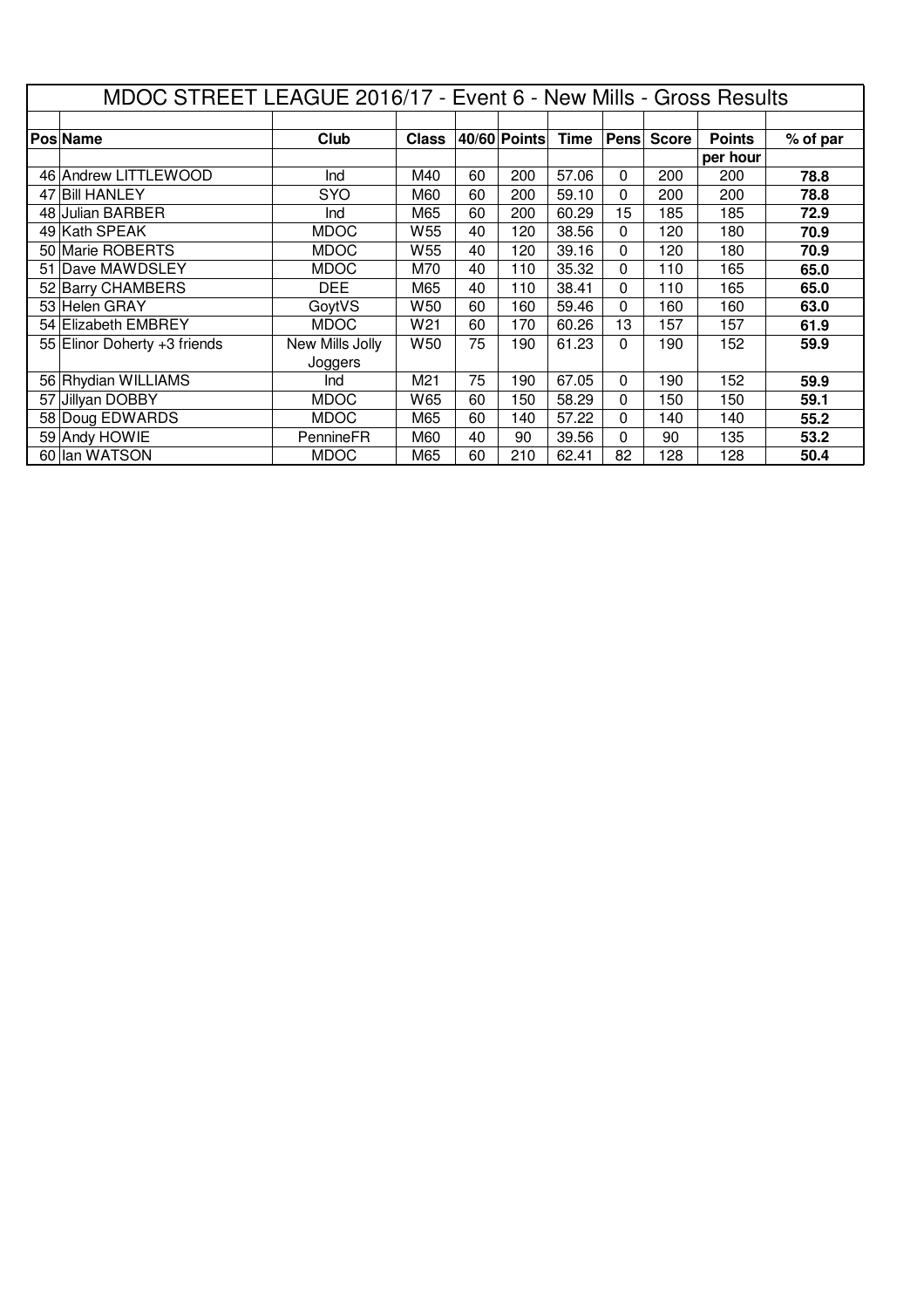# MDOC STREET LEAGUE 2016/17 - Event 6 - New Mills - Gross Results

| Pos | Name | Club | Class | 40/60 | Points | Time | Pens | Score | Points per hour | % of par |
|---|---|---|---|---|---|---|---|---|---|---|
| 46 | Andrew LITTLEWOOD | Ind | M40 | 60 | 200 | 57.06 | 0 | 200 | 200 | **78.8** |
| 47 | Bill HANLEY | SYO | M60 | 60 | 200 | 59.10 | 0 | 200 | 200 | **78.8** |
| 48 | Julian BARBER | Ind | M65 | 60 | 200 | 60.29 | 15 | 185 | 185 | **72.9** |
| 49 | Kath SPEAK | MDOC | W55 | 40 | 120 | 38.56 | 0 | 120 | 180 | **70.9** |
| 50 | Marie ROBERTS | MDOC | W55 | 40 | 120 | 39.16 | 0 | 120 | 180 | **70.9** |
| 51 | Dave MAWDSLEY | MDOC | M70 | 40 | 110 | 35.32 | 0 | 110 | 165 | **65.0** |
| 52 | Barry CHAMBERS | DEE | M65 | 40 | 110 | 38.41 | 0 | 110 | 165 | **65.0** |
| 53 | Helen GRAY | GoytVS | W50 | 60 | 160 | 59.46 | 0 | 160 | 160 | **63.0** |
| 54 | Elizabeth EMBREY | MDOC | W21 | 60 | 170 | 60.26 | 13 | 157 | 157 | **61.9** |
| 55 | Elinor Doherty +3 friends | New Mills Jolly Joggers | W50 | 75 | 190 | 61.23 | 0 | 190 | 152 | **59.9** |
| 56 | Rhydian WILLIAMS | Ind | M21 | 75 | 190 | 67.05 | 0 | 190 | 152 | **59.9** |
| 57 | Jillyan DOBBY | MDOC | W65 | 60 | 150 | 58.29 | 0 | 150 | 150 | **59.1** |
| 58 | Doug EDWARDS | MDOC | M65 | 60 | 140 | 57.22 | 0 | 140 | 140 | **55.2** |
| 59 | Andy HOWIE | PennineFR | M60 | 40 | 90 | 39.56 | 0 | 90 | 135 | **53.2** |
| 60 | Ian WATSON | MDOC | M65 | 60 | 210 | 62.41 | 82 | 128 | 128 | **50.4** |